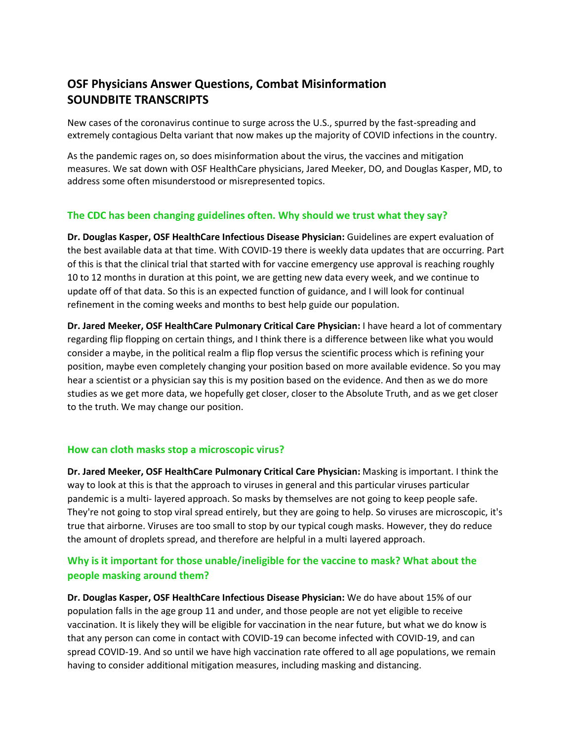# OSF Physicians Answer Questions, Combat Misinformation
# SOUNDBITE TRANSCRIPTS

New cases of the coronavirus continue to surge across the U.S., spurred by the fast-spreading and extremely contagious Delta variant that now makes up the majority of COVID infections in the country.

As the pandemic rages on, so does misinformation about the virus, the vaccines and mitigation measures. We sat down with OSF HealthCare physicians, Jared Meeker, DO, and Douglas Kasper, MD, to address some often misunderstood or misrepresented topics.

## The CDC has been changing guidelines often. Why should we trust what they say?

**Dr. Douglas Kasper, OSF HealthCare Infectious Disease Physician:** Guidelines are expert evaluation of the best available data at that time. With COVID-19 there is weekly data updates that are occurring. Part of this is that the clinical trial that started with for vaccine emergency use approval is reaching roughly 10 to 12 months in duration at this point, we are getting new data every week, and we continue to update off of that data. So this is an expected function of guidance, and I will look for continual refinement in the coming weeks and months to best help guide our population.

**Dr. Jared Meeker, OSF HealthCare Pulmonary Critical Care Physician:** I have heard a lot of commentary regarding flip flopping on certain things, and I think there is a difference between like what you would consider a maybe, in the political realm a flip flop versus the scientific process which is refining your position, maybe even completely changing your position based on more available evidence. So you may hear a scientist or a physician say this is my position based on the evidence. And then as we do more studies as we get more data, we hopefully get closer, closer to the Absolute Truth, and as we get closer to the truth. We may change our position.

## How can cloth masks stop a microscopic virus?

**Dr. Jared Meeker, OSF HealthCare Pulmonary Critical Care Physician:** Masking is important. I think the way to look at this is that the approach to viruses in general and this particular viruses particular pandemic is a multi- layered approach. So masks by themselves are not going to keep people safe. They're not going to stop viral spread entirely, but they are going to help. So viruses are microscopic, it's true that airborne. Viruses are too small to stop by our typical cough masks. However, they do reduce the amount of droplets spread, and therefore are helpful in a multi layered approach.

## Why is it important for those unable/ineligible for the vaccine to mask? What about the people masking around them?

**Dr. Douglas Kasper, OSF HealthCare Infectious Disease Physician:** We do have about 15% of our population falls in the age group 11 and under, and those people are not yet eligible to receive vaccination. It is likely they will be eligible for vaccination in the near future, but what we do know is that any person can come in contact with COVID-19 can become infected with COVID-19, and can spread COVID-19. And so until we have high vaccination rate offered to all age populations, we remain having to consider additional mitigation measures, including masking and distancing.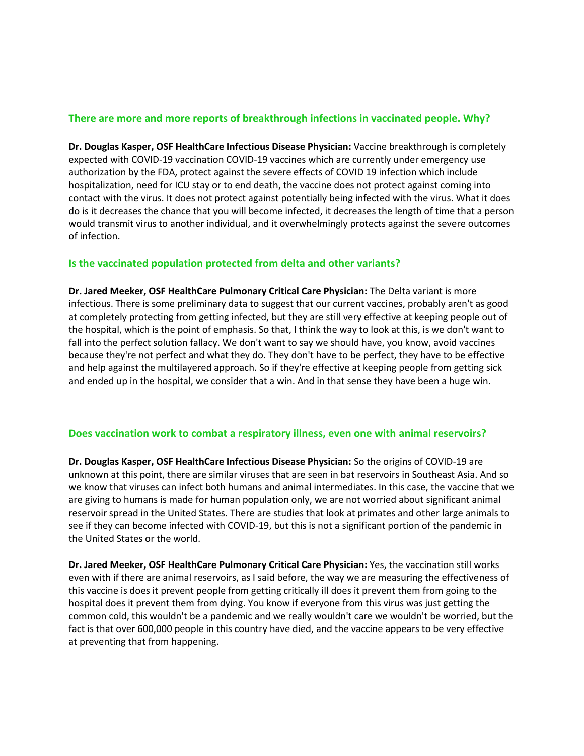### There are more and more reports of breakthrough infections in vaccinated people. Why?

**Dr. Douglas Kasper, OSF HealthCare Infectious Disease Physician:** Vaccine breakthrough is completely expected with COVID-19 vaccination COVID-19 vaccines which are currently under emergency use authorization by the FDA, protect against the severe effects of COVID 19 infection which include hospitalization, need for ICU stay or to end death, the vaccine does not protect against coming into contact with the virus. It does not protect against potentially being infected with the virus. What it does do is it decreases the chance that you will become infected, it decreases the length of time that a person would transmit virus to another individual, and it overwhelmingly protects against the severe outcomes of infection.

### Is the vaccinated population protected from delta and other variants?

**Dr. Jared Meeker, OSF HealthCare Pulmonary Critical Care Physician:** The Delta variant is more infectious. There is some preliminary data to suggest that our current vaccines, probably aren't as good at completely protecting from getting infected, but they are still very effective at keeping people out of the hospital, which is the point of emphasis. So that, I think the way to look at this, is we don't want to fall into the perfect solution fallacy. We don't want to say we should have, you know, avoid vaccines because they're not perfect and what they do. They don't have to be perfect, they have to be effective and help against the multilayered approach. So if they're effective at keeping people from getting sick and ended up in the hospital, we consider that a win. And in that sense they have been a huge win.

### Does vaccination work to combat a respiratory illness, even one with animal reservoirs?

**Dr. Douglas Kasper, OSF HealthCare Infectious Disease Physician:** So the origins of COVID-19 are unknown at this point, there are similar viruses that are seen in bat reservoirs in Southeast Asia. And so we know that viruses can infect both humans and animal intermediates. In this case, the vaccine that we are giving to humans is made for human population only, we are not worried about significant animal reservoir spread in the United States. There are studies that look at primates and other large animals to see if they can become infected with COVID-19, but this is not a significant portion of the pandemic in the United States or the world.

**Dr. Jared Meeker, OSF HealthCare Pulmonary Critical Care Physician:** Yes, the vaccination still works even with if there are animal reservoirs, as I said before, the way we are measuring the effectiveness of this vaccine is does it prevent people from getting critically ill does it prevent them from going to the hospital does it prevent them from dying. You know if everyone from this virus was just getting the common cold, this wouldn't be a pandemic and we really wouldn't care we wouldn't be worried, but the fact is that over 600,000 people in this country have died, and the vaccine appears to be very effective at preventing that from happening.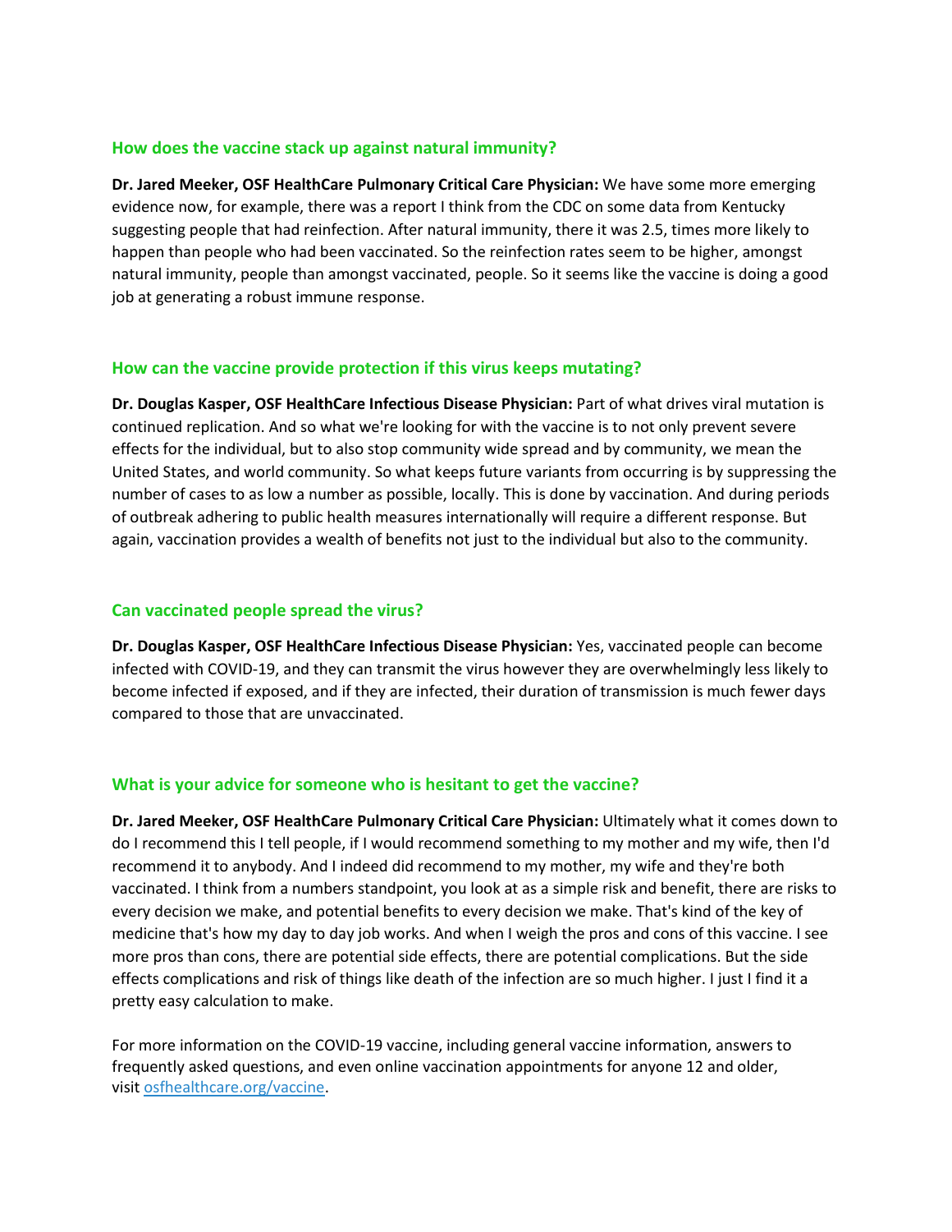### How does the vaccine stack up against natural immunity?

**Dr. Jared Meeker, OSF HealthCare Pulmonary Critical Care Physician:** We have some more emerging evidence now, for example, there was a report I think from the CDC on some data from Kentucky suggesting people that had reinfection. After natural immunity, there it was 2.5, times more likely to happen than people who had been vaccinated. So the reinfection rates seem to be higher, amongst natural immunity, people than amongst vaccinated, people. So it seems like the vaccine is doing a good job at generating a robust immune response.

### How can the vaccine provide protection if this virus keeps mutating?

**Dr. Douglas Kasper, OSF HealthCare Infectious Disease Physician:** Part of what drives viral mutation is continued replication. And so what we're looking for with the vaccine is to not only prevent severe effects for the individual, but to also stop community wide spread and by community, we mean the United States, and world community. So what keeps future variants from occurring is by suppressing the number of cases to as low a number as possible, locally. This is done by vaccination. And during periods of outbreak adhering to public health measures internationally will require a different response. But again, vaccination provides a wealth of benefits not just to the individual but also to the community.

### Can vaccinated people spread the virus?

**Dr. Douglas Kasper, OSF HealthCare Infectious Disease Physician:** Yes, vaccinated people can become infected with COVID-19, and they can transmit the virus however they are overwhelmingly less likely to become infected if exposed, and if they are infected, their duration of transmission is much fewer days compared to those that are unvaccinated.

### What is your advice for someone who is hesitant to get the vaccine?

**Dr. Jared Meeker, OSF HealthCare Pulmonary Critical Care Physician:** Ultimately what it comes down to do I recommend this I tell people, if I would recommend something to my mother and my wife, then I'd recommend it to anybody. And I indeed did recommend to my mother, my wife and they're both vaccinated. I think from a numbers standpoint, you look at as a simple risk and benefit, there are risks to every decision we make, and potential benefits to every decision we make. That's kind of the key of medicine that's how my day to day job works. And when I weigh the pros and cons of this vaccine. I see more pros than cons, there are potential side effects, there are potential complications. But the side effects complications and risk of things like death of the infection are so much higher. I just I find it a pretty easy calculation to make.

For more information on the COVID-19 vaccine, including general vaccine information, answers to frequently asked questions, and even online vaccination appointments for anyone 12 and older, visit [osfhealthcare.org/vaccine](osfhealthcare.org/vaccine).